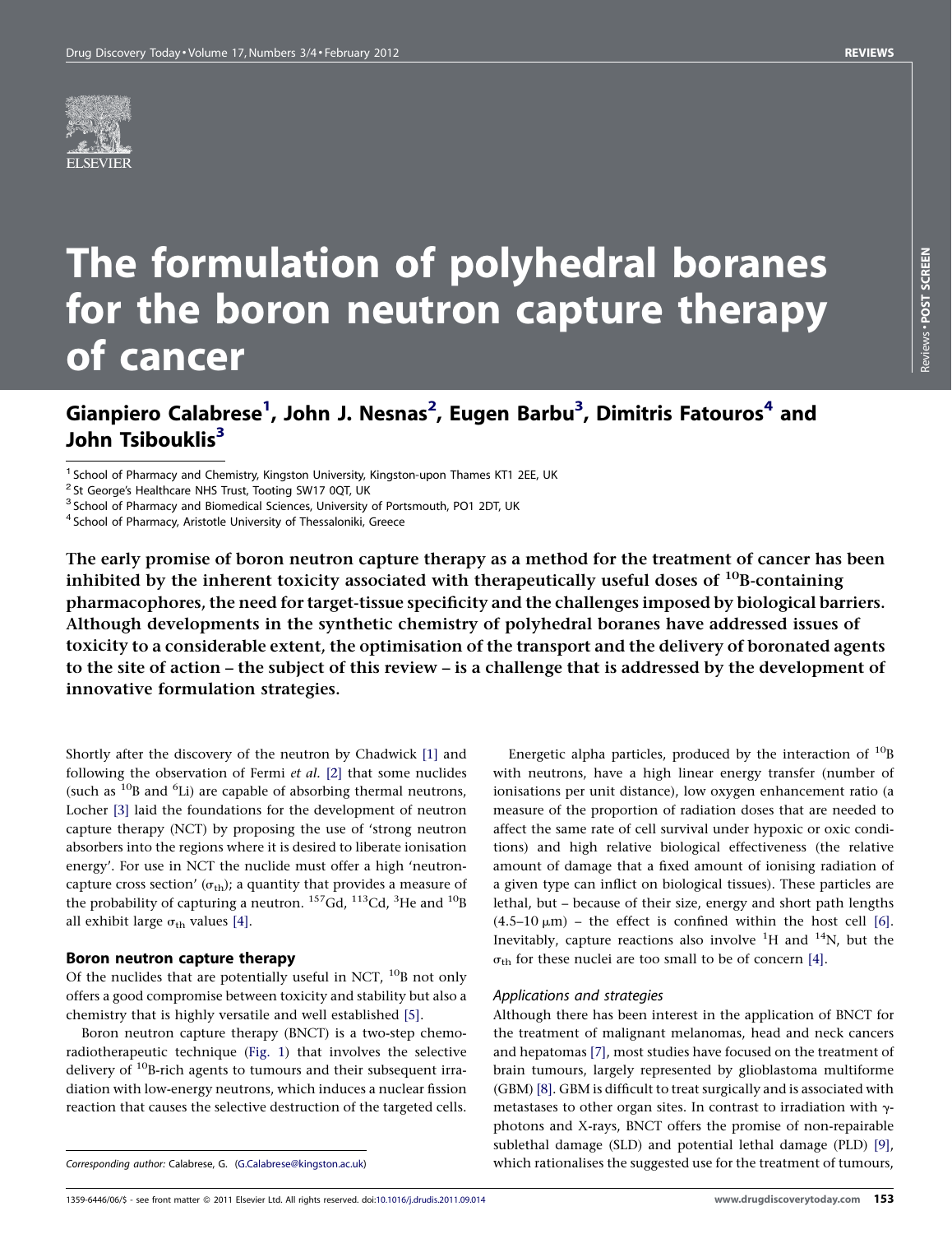# The formulation of polyhedral boranes for the boron neutron capture therapy of cancer

## Gianpiero Calabrese[1], John J. Nesnas[2], Eugen Barbu[3], Dimitris Fatouros[4] and John Tsibouklis[3]

[1] School of Pharmacy and Chemistry, Kingston University, Kingston-upon Thames KT1 2EE, UK
[2] St George's Healthcare NHS Trust, Tooting SW17 0QT, UK
[3] School of Pharmacy and Biomedical Sciences, University of Portsmouth, PO1 2DT, UK
[4] School of Pharmacy, Aristotle University of Thessaloniki, Greece

**The early promise of boron neutron capture therapy as a method for the treatment of cancer has been inhibited by the inherent toxicity associated with therapeutically useful doses of $^{10}$B-containing pharmacophores, the need for target-tissue specificity and the challenges imposed by biological barriers. Although developments in the synthetic chemistry of polyhedral boranes have addressed issues of toxicity to a considerable extent, the optimisation of the transport and the delivery of boronated agents to the site of action – the subject of this review – is a challenge that is addressed by the development of innovative formulation strategies.**

Shortly after the discovery of the neutron by Chadwick [1] and following the observation of Fermi *et al.* [2] that some nuclides (such as $^{10}$B and $^{6}$Li) are capable of absorbing thermal neutrons, Locher [3] laid the foundations for the development of neutron capture therapy (NCT) by proposing the use of 'strong neutron absorbers into the regions where it is desired to liberate ionisation energy'. For use in NCT the nuclide must offer a high 'neutron-capture cross section' ($\sigma_{th}$); a quantity that provides a measure of the probability of capturing a neutron. $^{157}$Gd, $^{113}$Cd, $^{3}$He and $^{10}$B all exhibit large $\sigma_{th}$ values [4].

### Boron neutron capture therapy

Of the nuclides that are potentially useful in NCT, $^{10}$B not only offers a good compromise between toxicity and stability but also a chemistry that is highly versatile and well established [5].

Boron neutron capture therapy (BNCT) is a two-step chemoradiotherapeutic technique (Fig. 1) that involves the selective delivery of $^{10}$B-rich agents to tumours and their subsequent irradiation with low-energy neutrons, which induces a nuclear fission reaction that causes the selective destruction of the targeted cells.

Energetic alpha particles, produced by the interaction of $^{10}$B with neutrons, have a high linear energy transfer (number of ionisations per unit distance), low oxygen enhancement ratio (a measure of the proportion of radiation doses that are needed to affect the same rate of cell survival under hypoxic or oxic conditions) and high relative biological effectiveness (the relative amount of damage that a fixed amount of ionising radiation of a given type can inflict on biological tissues). These particles are lethal, but – because of their size, energy and short path lengths (4.5–10 μm) – the effect is confined within the host cell [6]. Inevitably, capture reactions also involve $^{1}$H and $^{14}$N, but the $\sigma_{th}$ for these nuclei are too small to be of concern [4].

#### *Applications and strategies*

Although there has been interest in the application of BNCT for the treatment of malignant melanomas, head and neck cancers and hepatomas [7], most studies have focused on the treatment of brain tumours, largely represented by glioblastoma multiforme (GBM) [8]. GBM is difficult to treat surgically and is associated with metastases to other organ sites. In contrast to irradiation with γ-photons and X-rays, BNCT offers the promise of non-repairable sublethal damage (SLD) and potential lethal damage (PLD) [9], which rationalises the suggested use for the treatment of tumours,

*Corresponding author:* Calabrese, G. (G.Calabrese@kingston.ac.uk)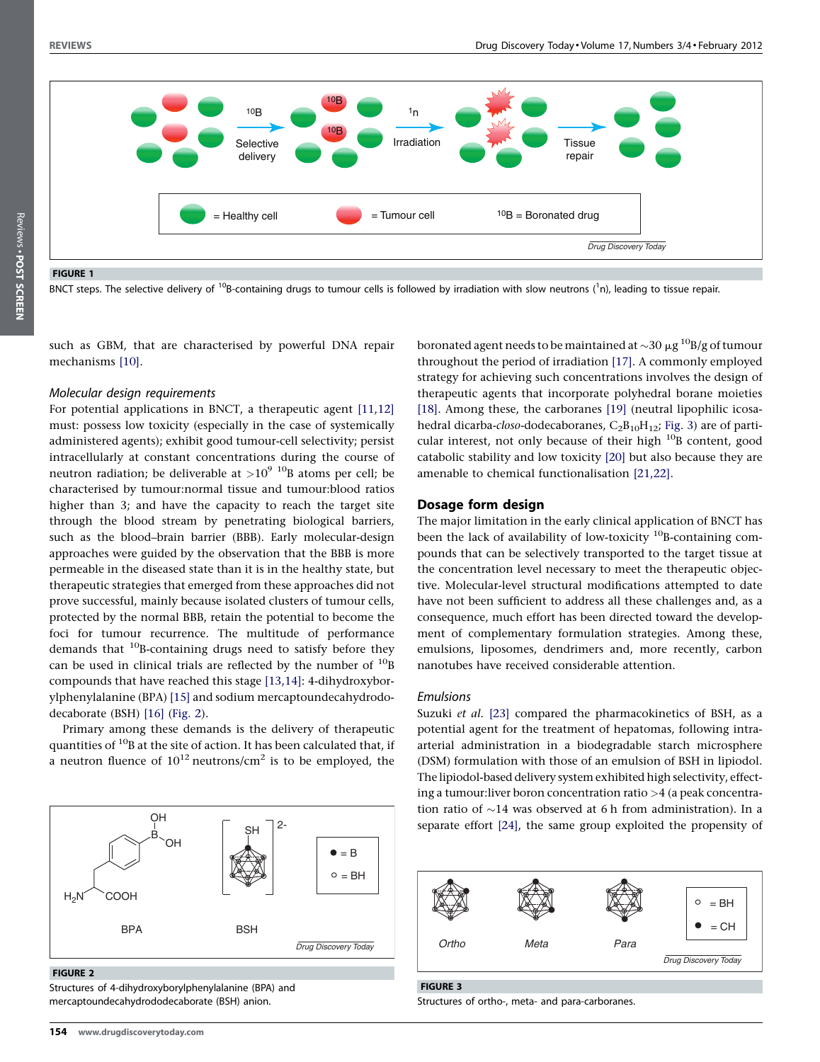FIGURE 1

BNCT steps. The selective delivery of $^{10}$B-containing drugs to tumour cells is followed by irradiation with slow neutrons ($^{1}$n), leading to tissue repair.

such as GBM, that are characterised by powerful DNA repair mechanisms [10].

### Molecular design requirements

For potential applications in BNCT, a therapeutic agent [11,12] must: possess low toxicity (especially in the case of systemically administered agents); exhibit good tumour-cell selectivity; persist intracellularly at constant concentrations during the course of neutron radiation; be deliverable at $>10^9$ $^{10}$B atoms per cell; be characterised by tumour:normal tissue and tumour:blood ratios higher than 3; and have the capacity to reach the target site through the blood stream by penetrating biological barriers, such as the blood–brain barrier (BBB). Early molecular-design approaches were guided by the observation that the BBB is more permeable in the diseased state than it is in the healthy state, but therapeutic strategies that emerged from these approaches did not prove successful, mainly because isolated clusters of tumour cells, protected by the normal BBB, retain the potential to become the foci for tumour recurrence. The multitude of performance demands that $^{10}$B-containing drugs need to satisfy before they can be used in clinical trials are reflected by the number of $^{10}$B compounds that have reached this stage [13,14]: 4-dihydroxyborylphenylalanine (BPA) [15] and sodium mercaptoundecahydrododecaborate (BSH) [16] (Fig. 2).

Primary among these demands is the delivery of therapeutic quantities of $^{10}$B at the site of action. It has been calculated that, if a neutron fluence of $10^{12}$ neutrons/cm$^2$ is to be employed, the boronated agent needs to be maintained at ~30 μg $^{10}$B/g of tumour throughout the period of irradiation [17]. A commonly employed strategy for achieving such concentrations involves the design of therapeutic agents that incorporate polyhedral borane moieties [18]. Among these, the carboranes [19] (neutral lipophilic icosahedral dicarba-*closo*-dodecaboranes, $C_2B_{10}H_{12}$; Fig. 3) are of particular interest, not only because of their high $^{10}$B content, good catabolic stability and low toxicity [20] but also because they are amenable to chemical functionalisation [21,22].

FIGURE 2

Structures of 4-dihydroxyborylphenylalanine (BPA) and mercaptoundecahydrododecaborate (BSH) anion.

## Dosage form design

The major limitation in the early clinical application of BNCT has been the lack of availability of low-toxicity $^{10}$B-containing compounds that can be selectively transported to the target tissue at the concentration level necessary to meet the therapeutic objective. Molecular-level structural modifications attempted to date have not been sufficient to address all these challenges and, as a consequence, much effort has been directed toward the development of complementary formulation strategies. Among these, emulsions, liposomes, dendrimers and, more recently, carbon nanotubes have received considerable attention.

### Emulsions

Suzuki *et al.* [23] compared the pharmacokinetics of BSH, as a potential agent for the treatment of hepatomas, following intra-arterial administration in a biodegradable starch microsphere (DSM) formulation with those of an emulsion of BSH in lipiodol. The lipiodol-based delivery system exhibited high selectivity, effecting a tumour:liver boron concentration ratio >4 (a peak concentration ratio of ~14 was observed at 6 h from administration). In a separate effort [24], the same group exploited the propensity of

FIGURE 3

Structures of ortho-, meta- and para-carboranes.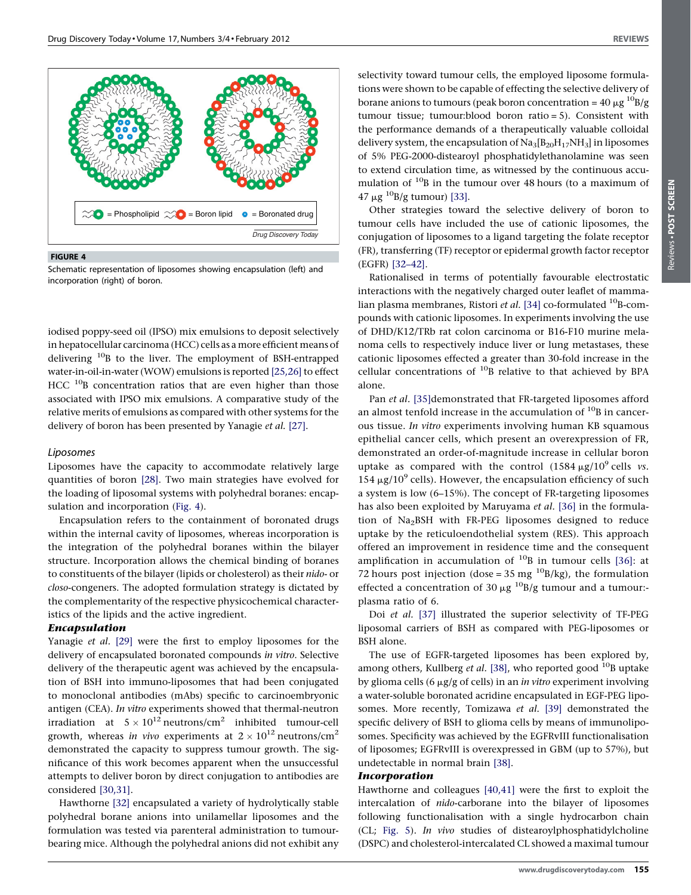= Phospholipid = Boron lipid = Boronated drug

FIGURE 4

Schematic representation of liposomes showing encapsulation (left) and incorporation (right) of boron.

iodised poppy-seed oil (IPSO) mix emulsions to deposit selectively in hepatocellular carcinoma (HCC) cells as a more efficient means of delivering $^{10}B$ to the liver. The employment of BSH-entrapped water-in-oil-in-water (WOW) emulsions is reported [25,26] to effect HCC $^{10}B$ concentration ratios that are even higher than those associated with IPSO mix emulsions. A comparative study of the relative merits of emulsions as compared with other systems for the delivery of boron has been presented by Yanagie *et al.* [27].

### Liposomes

Liposomes have the capacity to accommodate relatively large quantities of boron [28]. Two main strategies have evolved for the loading of liposomal systems with polyhedral boranes: encapsulation and incorporation (Fig. 4).

Encapsulation refers to the containment of boronated drugs within the internal cavity of liposomes, whereas incorporation is the integration of the polyhedral boranes within the bilayer structure. Incorporation allows the chemical binding of boranes to constituents of the bilayer (lipids or cholesterol) as their *nido*- or *closo*-congeners. The adopted formulation strategy is dictated by the complementarity of the respective physicochemical characteristics of the lipids and the active ingredient.

#### Encapsulation

Yanagie *et al.* [29] were the first to employ liposomes for the delivery of encapsulated boronated compounds *in vitro*. Selective delivery of the therapeutic agent was achieved by the encapsulation of BSH into immuno-liposomes that had been conjugated to monoclonal antibodies (mAbs) specific to carcinoembryonic antigen (CEA). *In vitro* experiments showed that thermal-neutron irradiation at $5 \times 10^{12}$ neutrons/cm$^2$ inhibited tumour-cell growth, whereas *in vivo* experiments at $2 \times 10^{12}$ neutrons/cm$^2$ demonstrated the capacity to suppress tumour growth. The significance of this work becomes apparent when the unsuccessful attempts to deliver boron by direct conjugation to antibodies are considered [30,31].

Hawthorne [32] encapsulated a variety of hydrolytically stable polyhedral borane anions into unilamellar liposomes and the formulation was tested via parenteral administration to tumour-bearing mice. Although the polyhedral anions did not exhibit any selectivity toward tumour cells, the employed liposome formulations were shown to be capable of effecting the selective delivery of borane anions to tumours (peak boron concentration = 40 μg $^{10}B$/g tumour tissue; tumour:blood boron ratio = 5). Consistent with the performance demands of a therapeutically valuable colloidal delivery system, the encapsulation of $Na_3[B_{20}H_{17}NH_3]$ in liposomes of 5% PEG-2000-distearoyl phosphatidylethanolamine was seen to extend circulation time, as witnessed by the continuous accumulation of $^{10}B$ in the tumour over 48 hours (to a maximum of 47 μg $^{10}B$/g tumour) [33].

Other strategies toward the selective delivery of boron to tumour cells have included the use of cationic liposomes, the conjugation of liposomes to a ligand targeting the folate receptor (FR), transferring (TF) receptor or epidermal growth factor receptor (EGFR) [32–42].

Rationalised in terms of potentially favourable electrostatic interactions with the negatively charged outer leaflet of mammalian plasma membranes, Ristori *et al.* [34] co-formulated $^{10}B$-compounds with cationic liposomes. In experiments involving the use of DHD/K12/TRb rat colon carcinoma or B16-F10 murine melanoma cells to respectively induce liver or lung metastases, these cationic liposomes effected a greater than 30-fold increase in the cellular concentrations of $^{10}B$ relative to that achieved by BPA alone.

Pan *et al.* [35]demonstrated that FR-targeted liposomes afford an almost tenfold increase in the accumulation of $^{10}B$ in cancerous tissue. *In vitro* experiments involving human KB squamous epithelial cancer cells, which present an overexpression of FR, demonstrated an order-of-magnitude increase in cellular boron uptake as compared with the control (1584 μg/$10^9$ cells *vs.* 154 μg/$10^9$ cells). However, the encapsulation efficiency of such a system is low (6–15%). The concept of FR-targeting liposomes has also been exploited by Maruyama *et al.* [36] in the formulation of $Na_2$BSH with FR-PEG liposomes designed to reduce uptake by the reticuloendothelial system (RES). This approach offered an improvement in residence time and the consequent amplification in accumulation of $^{10}B$ in tumour cells [36]: at 72 hours post injection (dose = 35 mg $^{10}B$/kg), the formulation effected a concentration of 30 μg $^{10}B$/g tumour and a tumour:plasma ratio of 6.

Doi *et al.* [37] illustrated the superior selectivity of TF-PEG liposomal carriers of BSH as compared with PEG-liposomes or BSH alone.

The use of EGFR-targeted liposomes has been explored by, among others, Kullberg *et al.* [38], who reported good $^{10}B$ uptake by glioma cells (6 μg/g of cells) in an *in vitro* experiment involving a water-soluble boronated acridine encapsulated in EGF-PEG liposomes. More recently, Tomizawa *et al.* [39] demonstrated the specific delivery of BSH to glioma cells by means of immunoliposomes. Specificity was achieved by the EGFRvIII functionalisation of liposomes; EGFRvIII is overexpressed in GBM (up to 57%), but undetectable in normal brain [38].

#### Incorporation

Hawthorne and colleagues [40,41] were the first to exploit the intercalation of *nido*-carborane into the bilayer of liposomes following functionalisation with a single hydrocarbon chain (CL; Fig. 5). *In vivo* studies of distearoylphosphatidylcholine (DSPC) and cholesterol-intercalated CL showed a maximal tumour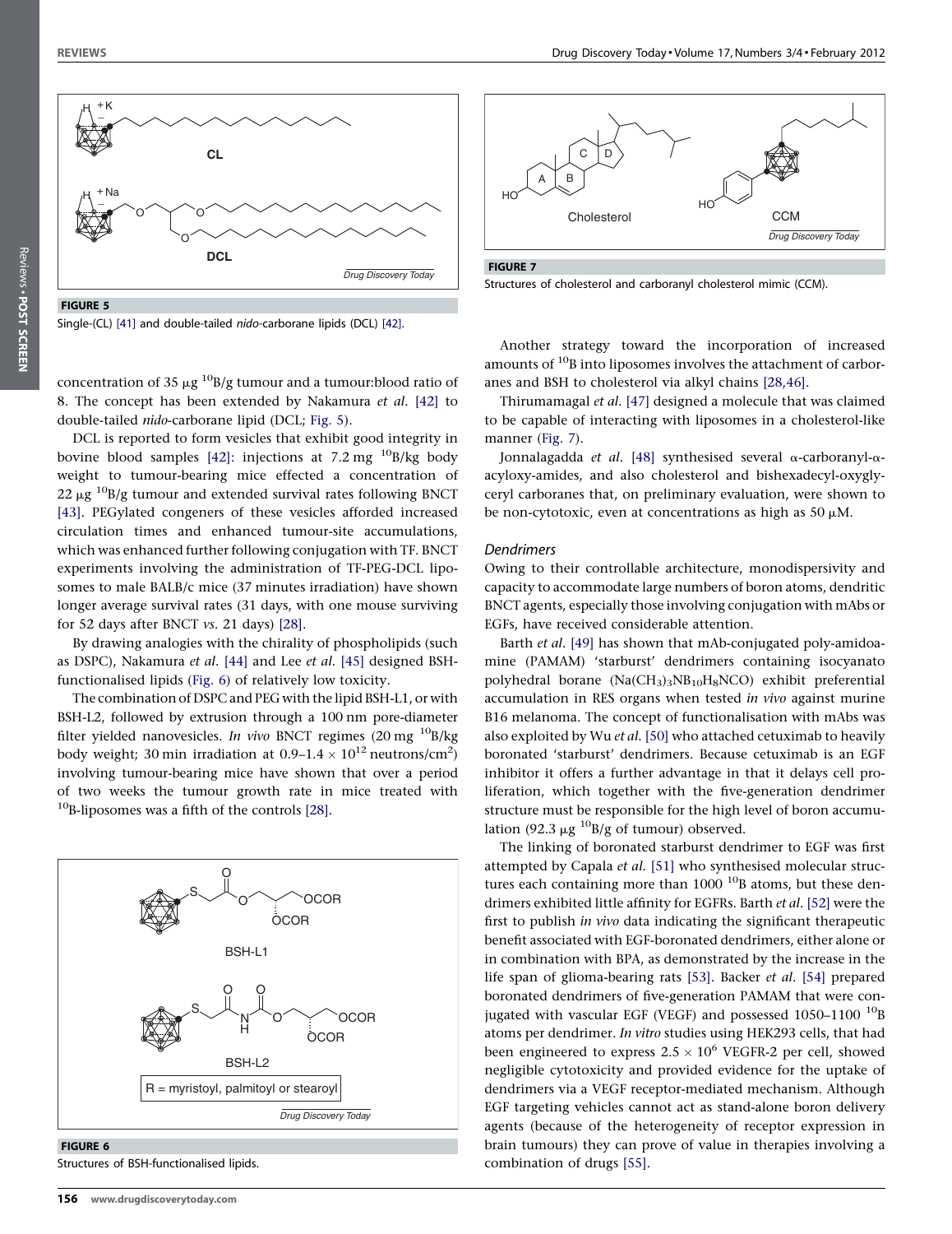FIGURE 5

Single-(CL) [41] and double-tailed *nido*-carborane lipids (DCL) [42].

concentration of 35 μg $^{10}$B/g tumour and a tumour:blood ratio of 8. The concept has been extended by Nakamura *et al.* [42] to double-tailed *nido*-carborane lipid (DCL; Fig. 5).

DCL is reported to form vesicles that exhibit good integrity in bovine blood samples [42]: injections at 7.2 mg $^{10}$B/kg body weight to tumour-bearing mice effected a concentration of 22 μg $^{10}$B/g tumour and extended survival rates following BNCT [43]. PEGylated congeners of these vesicles afforded increased circulation times and enhanced tumour-site accumulations, which was enhanced further following conjugation with TF. BNCT experiments involving the administration of TF-PEG-DCL liposomes to male BALB/c mice (37 minutes irradiation) have shown longer average survival rates (31 days, with one mouse surviving for 52 days after BNCT *vs.* 21 days) [28].

By drawing analogies with the chirality of phospholipids (such as DSPC), Nakamura *et al.* [44] and Lee *et al.* [45] designed BSH-functionalised lipids (Fig. 6) of relatively low toxicity.

The combination of DSPC and PEG with the lipid BSH-L1, or with BSH-L2, followed by extrusion through a 100 nm pore-diameter filter yielded nanovesicles. *In vivo* BNCT regimes (20 mg $^{10}$B/kg body weight; 30 min irradiation at $0.9\text{–}1.4 \times 10^{12}$ neutrons/cm$^2$) involving tumour-bearing mice have shown that over a period of two weeks the tumour growth rate in mice treated with $^{10}$B-liposomes was a fifth of the controls [28].

FIGURE 6

Structures of BSH-functionalised lipids.

FIGURE 7

Structures of cholesterol and carboranyl cholesterol mimic (CCM).

Another strategy toward the incorporation of increased amounts of $^{10}$B into liposomes involves the attachment of carboranes and BSH to cholesterol via alkyl chains [28,46].

Thirumamagal *et al.* [47] designed a molecule that was claimed to be capable of interacting with liposomes in a cholesterol-like manner (Fig. 7).

Jonnalagadda *et al.* [48] synthesised several α-carboranyl-α-acyloxy-amides, and also cholesterol and bishexadecyl-oxyglyceryl carboranes that, on preliminary evaluation, were shown to be non-cytotoxic, even at concentrations as high as 50 μM.

### *Dendrimers*

Owing to their controllable architecture, monodispersivity and capacity to accommodate large numbers of boron atoms, dendritic BNCT agents, especially those involving conjugation with mAbs or EGFs, have received considerable attention.

Barth *et al.* [49] has shown that mAb-conjugated poly-amidoamine (PAMAM) 'starburst' dendrimers containing isocyanato polyhedral borane ($Na(CH_3)_3NB_{10}H_8NCO$) exhibit preferential accumulation in RES organs when tested *in vivo* against murine B16 melanoma. The concept of functionalisation with mAbs was also exploited by Wu *et al.* [50] who attached cetuximab to heavily boronated 'starburst' dendrimers. Because cetuximab is an EGF inhibitor it offers a further advantage in that it delays cell proliferation, which together with the five-generation dendrimer structure must be responsible for the high level of boron accumulation (92.3 μg $^{10}$B/g of tumour) observed.

The linking of boronated starburst dendrimer to EGF was first attempted by Capala *et al.* [51] who synthesised molecular structures each containing more than 1000 $^{10}$B atoms, but these dendrimers exhibited little affinity for EGFRs. Barth *et al.* [52] were the first to publish *in vivo* data indicating the significant therapeutic benefit associated with EGF-boronated dendrimers, either alone or in combination with BPA, as demonstrated by the increase in the life span of glioma-bearing rats [53]. Backer *et al.* [54] prepared boronated dendrimers of five-generation PAMAM that were conjugated with vascular EGF (VEGF) and possessed 1050–1100 $^{10}$B atoms per dendrimer. *In vitro* studies using HEK293 cells, that had been engineered to express $2.5 \times 10^6$ VEGFR-2 per cell, showed negligible cytotoxicity and provided evidence for the uptake of dendrimers via a VEGF receptor-mediated mechanism. Although EGF targeting vehicles cannot act as stand-alone boron delivery agents (because of the heterogeneity of receptor expression in brain tumours) they can prove of value in therapies involving a combination of drugs [55].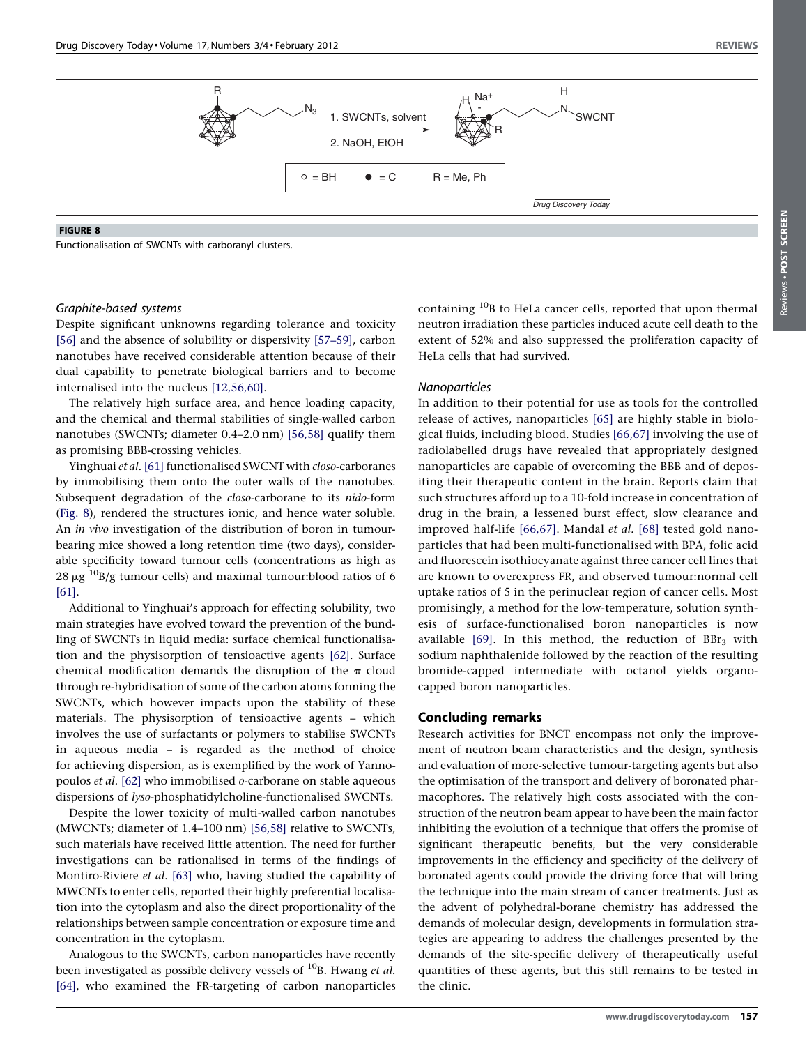**FIGURE 8**

Functionalisation of SWCNTs with carboranyl clusters.

### *Graphite-based systems*

Despite significant unknowns regarding tolerance and toxicity [56] and the absence of solubility or dispersivity [57–59], carbon nanotubes have received considerable attention because of their dual capability to penetrate biological barriers and to become internalised into the nucleus [12,56,60].

The relatively high surface area, and hence loading capacity, and the chemical and thermal stabilities of single-walled carbon nanotubes (SWCNTs; diameter 0.4–2.0 nm) [56,58] qualify them as promising BBB-crossing vehicles.

Yinghuai *et al.* [61] functionalised SWCNT with *closo*-carboranes by immobilising them onto the outer walls of the nanotubes. Subsequent degradation of the *closo*-carborane to its *nido*-form (Fig. 8), rendered the structures ionic, and hence water soluble. An *in vivo* investigation of the distribution of boron in tumour-bearing mice showed a long retention time (two days), considerable specificity toward tumour cells (concentrations as high as 28 $\mu$g $^{10}$B/g tumour cells) and maximal tumour:blood ratios of 6 [61].

Additional to Yinghuai's approach for effecting solubility, two main strategies have evolved toward the prevention of the bundling of SWCNTs in liquid media: surface chemical functionalisation and the physisorption of tensioactive agents [62]. Surface chemical modification demands the disruption of the $\pi$ cloud through re-hybridisation of some of the carbon atoms forming the SWCNTs, which however impacts upon the stability of these materials. The physisorption of tensioactive agents – which involves the use of surfactants or polymers to stabilise SWCNTs in aqueous media – is regarded as the method of choice for achieving dispersion, as is exemplified by the work of Yannopoulos *et al.* [62] who immobilised *o*-carborane on stable aqueous dispersions of *lyso*-phosphatidylcholine-functionalised SWCNTs.

Despite the lower toxicity of multi-walled carbon nanotubes (MWCNTs; diameter of 1.4–100 nm) [56,58] relative to SWCNTs, such materials have received little attention. The need for further investigations can be rationalised in terms of the findings of Montiro-Riviere *et al.* [63] who, having studied the capability of MWCNTs to enter cells, reported their highly preferential localisation into the cytoplasm and also the direct proportionality of the relationships between sample concentration or exposure time and concentration in the cytoplasm.

Analogous to the SWCNTs, carbon nanoparticles have recently been investigated as possible delivery vessels of $^{10}$B. Hwang *et al.* [64], who examined the FR-targeting of carbon nanoparticles containing $^{10}$B to HeLa cancer cells, reported that upon thermal neutron irradiation these particles induced acute cell death to the extent of 52% and also suppressed the proliferation capacity of HeLa cells that had survived.

### *Nanoparticles*

In addition to their potential for use as tools for the controlled release of actives, nanoparticles [65] are highly stable in biological fluids, including blood. Studies [66,67] involving the use of radiolabelled drugs have revealed that appropriately designed nanoparticles are capable of overcoming the BBB and of depositing their therapeutic content in the brain. Reports claim that such structures afford up to a 10-fold increase in concentration of drug in the brain, a lessened burst effect, slow clearance and improved half-life [66,67]. Mandal *et al.* [68] tested gold nanoparticles that had been multi-functionalised with BPA, folic acid and fluorescein isothiocyanate against three cancer cell lines that are known to overexpress FR, and observed tumour:normal cell uptake ratios of 5 in the perinuclear region of cancer cells. Most promisingly, a method for the low-temperature, solution synthesis of surface-functionalised boron nanoparticles is now available [69]. In this method, the reduction of $BBr_3$ with sodium naphthalenide followed by the reaction of the resulting bromide-capped intermediate with octanol yields organo-capped boron nanoparticles.

## Concluding remarks

Research activities for BNCT encompass not only the improvement of neutron beam characteristics and the design, synthesis and evaluation of more-selective tumour-targeting agents but also the optimisation of the transport and delivery of boronated pharmacophores. The relatively high costs associated with the construction of the neutron beam appear to have been the main factor inhibiting the evolution of a technique that offers the promise of significant therapeutic benefits, but the very considerable improvements in the efficiency and specificity of the delivery of boronated agents could provide the driving force that will bring the technique into the main stream of cancer treatments. Just as the advent of polyhedral-borane chemistry has addressed the demands of molecular design, developments in formulation strategies are appearing to address the challenges presented by the demands of the site-specific delivery of therapeutically useful quantities of these agents, but this still remains to be tested in the clinic.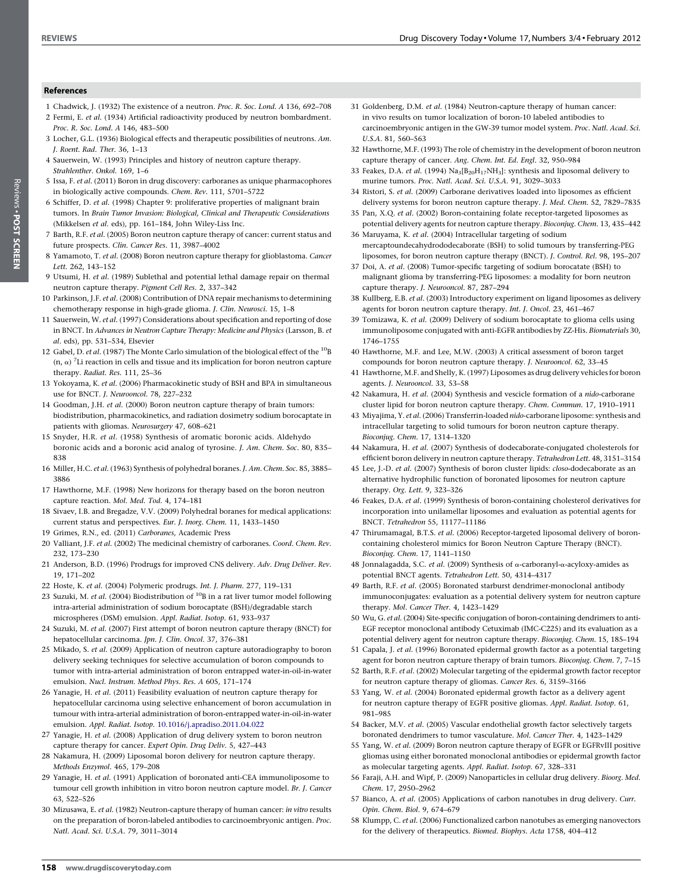## References

1 Chadwick, J. (1932) The existence of a neutron. *Proc. R. Soc. Lond. A* 136, 692–708

2 Fermi, E. *et al.* (1934) Artificial radioactivity produced by neutron bombardment. *Proc. R. Soc. Lond. A* 146, 483–500

3 Locher, G.L. (1936) Biological effects and therapeutic possibilities of neutrons. *Am. J. Roent. Rad. Ther.* 36, 1–13

4 Sauerwein, W. (1993) Principles and history of neutron capture therapy. *Strahlenther. Onkol.* 169, 1–6

5 Issa, F. *et al.* (2011) Boron in drug discovery: carboranes as unique pharmacophores in biologically active compounds. *Chem. Rev.* 111, 5701–5722

6 Schiffer, D. *et al.* (1998) Chapter 9: proliferative properties of malignant brain tumors. In *Brain Tumor Invasion: Biological, Clinical and Therapeutic Considerations* (Mikkelsen *et al.* eds), pp. 161–184, John Wiley-Liss Inc.

7 Barth, R.F. *et al.* (2005) Boron neutron capture therapy of cancer: current status and future prospects. *Clin. Cancer Res.* 11, 3987–4002

8 Yamamoto, T. *et al.* (2008) Boron neutron capture therapy for glioblastoma. *Cancer Lett.* 262, 143–152

9 Utsumi, H. *et al.* (1989) Sublethal and potential lethal damage repair on thermal neutron capture therapy. *Pigment Cell Res.* 2, 337–342

10 Parkinson, J.F. *et al.* (2008) Contribution of DNA repair mechanisms to determining chemotherapy response in high-grade glioma. *J. Clin. Neurosci.* 15, 1–8

11 Sauerwein, W. *et al.* (1997) Considerations about specification and reporting of dose in BNCT. In *Advances in Neutron Capture Therapy: Medicine and Physics* (Larsson, B. *et al.* eds), pp. 531–534, Elsevier

12 Gabel, D. *et al.* (1987) The Monte Carlo simulation of the biological effect of the $^{10}$B (n, α) $^{7}$Li reaction in cells and tissue and its implication for boron neutron capture therapy. *Radiat. Res.* 111, 25–36

13 Yokoyama, K. *et al.* (2006) Pharmacokinetic study of BSH and BPA in simultaneous use for BNCT. *J. Neurooncol.* 78, 227–232

14 Goodman, J.H. *et al.* (2000) Boron neutron capture therapy of brain tumors: biodistribution, pharmacokinetics, and radiation dosimetry sodium borocaptate in patients with gliomas. *Neurosurgery* 47, 608–621

15 Snyder, H.R. *et al.* (1958) Synthesis of aromatic boronic acids. Aldehydo boronic acids and a boronic acid analog of tyrosine. *J. Am. Chem. Soc.* 80, 835–838

16 Miller, H.C. *et al.* (1963) Synthesis of polyhedral boranes. *J. Am. Chem. Soc.* 85, 3885–3886

17 Hawthorne, M.F. (1998) New horizons for therapy based on the boron neutron capture reaction. *Mol. Med. Tod.* 4, 174–181

18 Sivaev, I.B. and Bregadze, V.V. (2009) Polyhedral boranes for medical applications: current status and perspectives. *Eur. J. Inorg. Chem.* 11, 1433–1450

19 Grimes, R.N., ed. (2011) *Carboranes*, Academic Press

20 Valliant, J.F. *et al.* (2002) The medicinal chemistry of carboranes. *Coord. Chem. Rev.* 232, 173–230

21 Anderson, B.D. (1996) Prodrugs for improved CNS delivery. *Adv. Drug Deliver. Rev.* 19, 171–202

22 Hoste, K. *et al.* (2004) Polymeric prodrugs. *Int. J. Pharm.* 277, 119–131

23 Suzuki, M. *et al.* (2004) Biodistribution of $^{10}$B in a rat liver tumor model following intra-arterial administration of sodium borocaptate (BSH)/degradable starch microspheres (DSM) emulsion. *Appl. Radiat. Isotop.* 61, 933–937

24 Suzuki, M. *et al.* (2007) First attempt of boron neutron capture therapy (BNCT) for hepatocellular carcinoma. *Jpn. J. Clin. Oncol.* 37, 376–381

25 Mikado, S. *et al.* (2009) Application of neutron capture autoradiography to boron delivery seeking techniques for selective accumulation of boron compounds to tumor with intra-arterial administration of boron entrapped water-in-oil-in-water emulsion. *Nucl. Instrum. Method Phys. Res. A* 605, 171–174

26 Yanagie, H. *et al.* (2011) Feasibility evaluation of neutron capture therapy for hepatocellular carcinoma using selective enhancement of boron accumulation in tumour with intra-arterial administration of boron-entrapped water-in-oil-in-water emulsion. *Appl. Radiat. Isotop.* 10.1016/j.apradiso.2011.04.022

27 Yanagie, H. *et al.* (2008) Application of drug delivery system to boron neutron capture therapy for cancer. *Expert Opin. Drug Deliv.* 5, 427–443

28 Nakamura, H. (2009) Liposomal boron delivery for neutron capture therapy. *Methods Enzymol.* 465, 179–208

29 Yanagie, H. *et al.* (1991) Application of boronated anti-CEA immunoliposome to tumour cell growth inhibition in vitro boron neutron capture model. *Br. J. Cancer* 63, 522–526

30 Mizusawa, E. *et al.* (1982) Neutron-capture therapy of human cancer: *in vitro* results on the preparation of boron-labeled antibodies to carcinoembryonic antigen. *Proc. Natl. Acad. Sci. U.S.A.* 79, 3011–3014

31 Goldenberg, D.M. *et al.* (1984) Neutron-capture therapy of human cancer: in vivo results on tumor localization of boron-10 labeled antibodies to carcinoembryonic antigen in the GW-39 tumor model system. *Proc. Natl. Acad. Sci. U.S.A.* 81, 560–563

32 Hawthorne, M.F. (1993) The role of chemistry in the development of boron neutron capture therapy of cancer. *Ang. Chem. Int. Ed. Engl.* 32, 950–984

33 Feakes, D.A. *et al.* (1994) $Na_3[B_{20}H_{17}NH_3]$: synthesis and liposomal delivery to murine tumors. *Proc. Natl. Acad. Sci. U.S.A.* 91, 3029–3033

34 Ristori, S. *et al.* (2009) Carborane derivatives loaded into liposomes as efficient delivery systems for boron neutron capture therapy. *J. Med. Chem.* 52, 7829–7835

35 Pan, X.Q. *et al.* (2002) Boron-containing folate receptor-targeted liposomes as potential delivery agents for neutron capture therapy. *Bioconjug. Chem.* 13, 435–442

36 Maruyama, K. *et al.* (2004) Intracellular targeting of sodium mercaptoundecahydrododecaborate (BSH) to solid tumours by transferring-PEG liposomes, for boron neutron capture therapy (BNCT). *J. Control. Rel.* 98, 195–207

37 Doi, A. *et al.* (2008) Tumor-specific targeting of sodium borocatate (BSH) to malignant glioma by transferring-PEG liposomes: a modality for born neutron capture therapy. *J. Neurooncol.* 87, 287–294

38 Kullberg, E.B. *et al.* (2003) Introductory experiment on ligand liposomes as delivery agents for boron neutron capture therapy. *Int. J. Oncol.* 23, 461–467

39 Tomizawa, K. *et al.* (2009) Delivery of sodium borocaptate to glioma cells using immunoliposome conjugated with anti-EGFR antibodies by ZZ-His. *Biomaterials* 30, 1746–1755

40 Hawthorne, M.F. and Lee, M.W. (2003) A critical assessment of boron target compounds for boron neutron capture therapy. *J. Neurooncol.* 62, 33–45

41 Hawthorne, M.F. and Shelly, K. (1997) Liposomes as drug delivery vehicles for boron agents. *J. Neurooncol.* 33, 53–58

42 Nakamura, H. *et al.* (2004) Synthesis and vescicle formation of a *nido*-carborane cluster lipid for boron neutron capture therapy. *Chem. Commun.* 17, 1910–1911

43 Miyajima, Y. *et al.* (2006) Transferrin-loaded *nido*-carborane liposome: synthesis and intracellular targeting to solid tumours for boron neutron capture therapy. *Bioconjug. Chem.* 17, 1314–1320

44 Nakamura, H. *et al.* (2007) Synthesis of dodecaborate-conjugated cholesterols for efficient boron delivery in neutron capture therapy. *Tetrahedron Lett.* 48, 3151–3154

45 Lee, J.-D. *et al.* (2007) Synthesis of boron cluster lipids: *closo*-dodecaborate as an alternative hydrophilic function of boronated liposomes for neutron capture therapy. *Org. Lett.* 9, 323–326

46 Feakes, D.A. *et al.* (1999) Synthesis of boron-containing cholesterol derivatives for incorporation into unilamellar liposomes and evaluation as potential agents for BNCT. *Tetrahedron* 55, 11177–11186

47 Thirumamagal, B.T.S. *et al.* (2006) Receptor-targeted liposomal delivery of boron-containing cholesterol mimics for Boron Neutron Capture Therapy (BNCT). *Bioconjug. Chem.* 17, 1141–1150

48 Jonnalagadda, S.C. *et al.* (2009) Synthesis of α-carboranyl-α-acyloxy-amides as potential BNCT agents. *Tetrahedron Lett.* 50, 4314–4317

49 Barth, R.F. *et al.* (2005) Boronated starburst dendrimer-monoclonal antibody immunoconjugates: evaluation as a potential delivery system for neutron capture therapy. *Mol. Cancer Ther.* 4, 1423–1429

50 Wu, G. *et al.* (2004) Site-specific conjugation of boron-containing dendrimers to anti-EGF receptor monoclonal antibody Cetuximab (IMC-C225) and its evaluation as a potential delivery agent for neutron capture therapy. *Bioconjug. Chem.* 15, 185–194

51 Capala, J. *et al.* (1996) Boronated epidermal growth factor as a potential targeting agent for boron neutron capture therapy of brain tumors. *Bioconjug. Chem.* 7, 7–15

52 Barth, R.F. *et al.* (2002) Molecular targeting of the epidermal growth factor receptor for neutron capture therapy of gliomas. *Cancer Res.* 6, 3159–3166

53 Yang, W. *et al.* (2004) Boronated epidermal growth factor as a delivery agent for neutron capture therapy of EGFR positive gliomas. *Appl. Radiat. Isotop.* 61, 981–985

54 Backer, M.V. *et al.* (2005) Vascular endothelial growth factor selectively targets boronated dendrimers to tumor vasculature. *Mol. Cancer Ther.* 4, 1423–1429

55 Yang, W. *et al.* (2009) Boron neutron capture therapy of EGFR or EGFRvIII positive gliomas using either boronated monoclonal antibodies or epidermal growth factor as molecular targeting agents. *Appl. Radiat. Isotop.* 67, 328–331

56 Faraji, A.H. and Wipf, P. (2009) Nanoparticles in cellular drug delivery. *Bioorg. Med. Chem.* 17, 2950–2962

57 Bianco, A. *et al.* (2005) Applications of carbon nanotubes in drug delivery. *Curr. Opin. Chem. Biol.* 9, 674–679

58 Klumpp, C. *et al.* (2006) Functionalized carbon nanotubes as emerging nanovectors for the delivery of therapeutics. *Biomed. Biophys. Acta* 1758, 404–412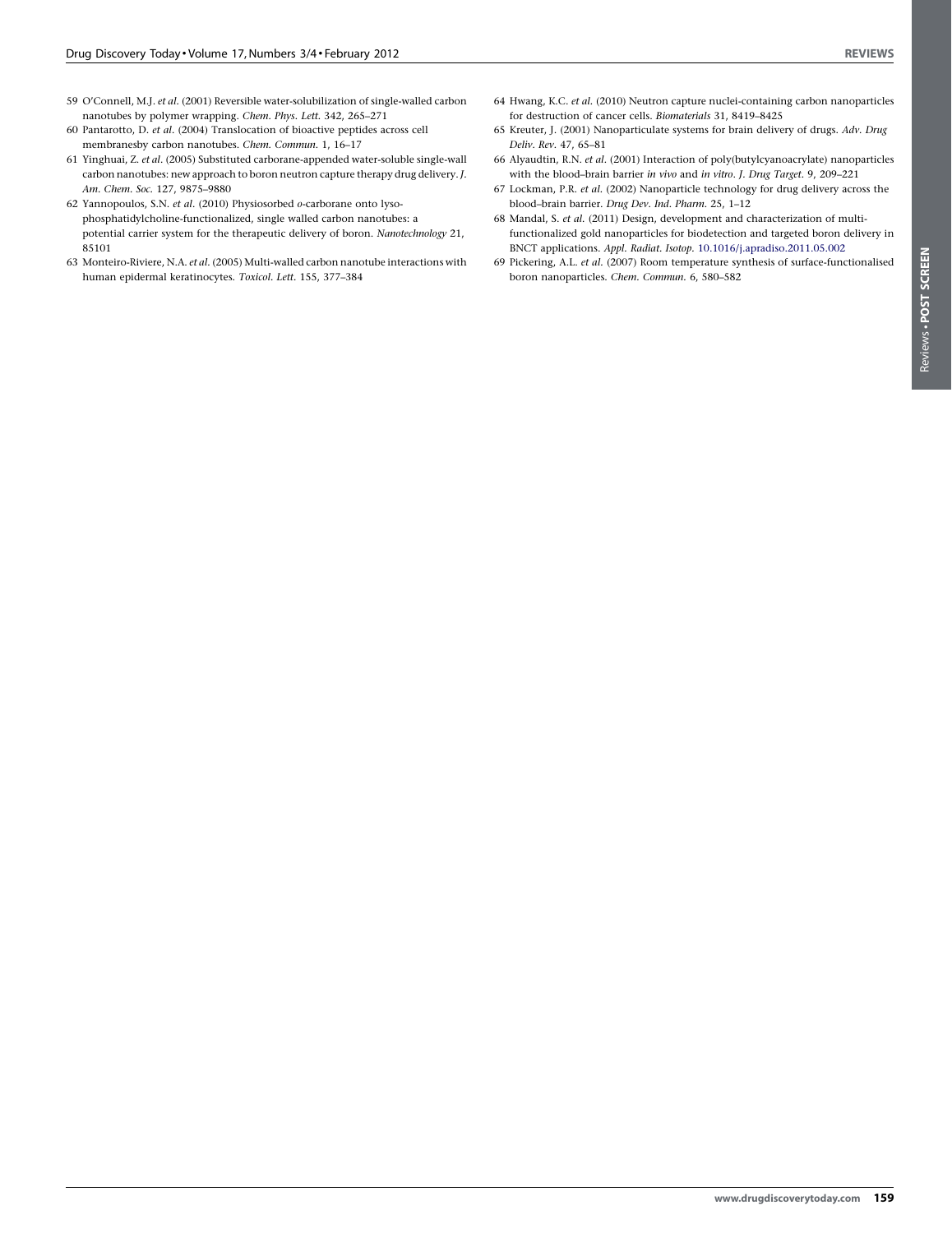59 O'Connell, M.J. *et al*. (2001) Reversible water-solubilization of single-walled carbon nanotubes by polymer wrapping. *Chem. Phys. Lett.* 342, 265–271

60 Pantarotto, D. *et al*. (2004) Translocation of bioactive peptides across cell membranesby carbon nanotubes. *Chem. Commun.* 1, 16–17

61 Yinghuai, Z. *et al*. (2005) Substituted carborane-appended water-soluble single-wall carbon nanotubes: new approach to boron neutron capture therapy drug delivery. *J. Am. Chem. Soc.* 127, 9875–9880

62 Yannopoulos, S.N. *et al*. (2010) Physiosorbed *o*-carborane onto lyso-phosphatidylcholine-functionalized, single walled carbon nanotubes: a potential carrier system for the therapeutic delivery of boron. *Nanotechnology* 21, 85101

63 Monteiro-Riviere, N.A. *et al*. (2005) Multi-walled carbon nanotube interactions with human epidermal keratinocytes. *Toxicol. Lett.* 155, 377–384

64 Hwang, K.C. *et al*. (2010) Neutron capture nuclei-containing carbon nanoparticles for destruction of cancer cells. *Biomaterials* 31, 8419–8425

65 Kreuter, J. (2001) Nanoparticulate systems for brain delivery of drugs. *Adv. Drug Deliv. Rev.* 47, 65–81

66 Alyaudtin, R.N. *et al*. (2001) Interaction of poly(butylcyanoacrylate) nanoparticles with the blood–brain barrier *in vivo* and *in vitro*. *J. Drug Target.* 9, 209–221

67 Lockman, P.R. *et al*. (2002) Nanoparticle technology for drug delivery across the blood–brain barrier. *Drug Dev. Ind. Pharm.* 25, 1–12

68 Mandal, S. *et al*. (2011) Design, development and characterization of multi-functionalized gold nanoparticles for biodetection and targeted boron delivery in BNCT applications. *Appl. Radiat. Isotop.* 10.1016/j.apradiso.2011.05.002

69 Pickering, A.L. *et al*. (2007) Room temperature synthesis of surface-functionalised boron nanoparticles. *Chem. Commun.* 6, 580–582